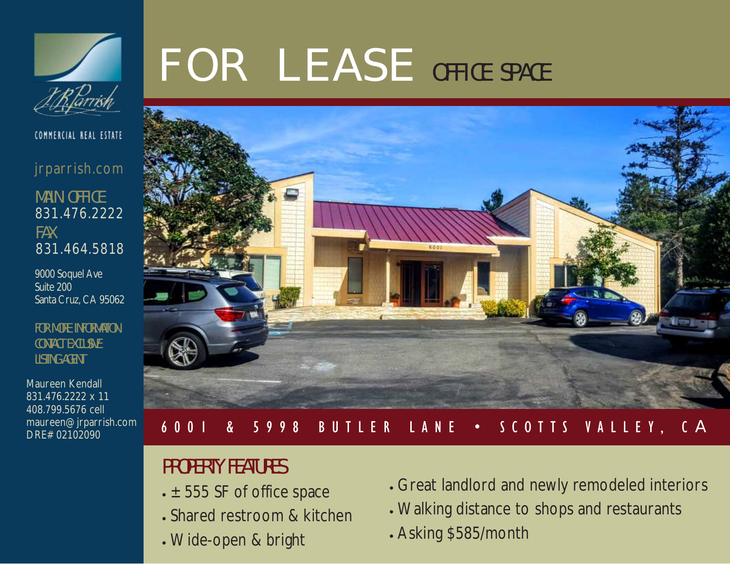# FOR LEASE OFFICE SPACE

## 6001 & 5998 BUTLER LANE • SCOTTS VALLEY, CA

### PROPERTY FEATURES

- ± 555 SF of office space
- Shared restroom & kitchen
- Wide-open & bright
- Great landlord and newly remodeled interiors
- Walking distance to shops and restaurants
- Asking $585/month

---

J.R. Parrish
COMMERCIAL REAL ESTATE

jrparrish.com

MAIN OFFICE
831.476.2222
FAX
831.464.5818

9000 Soquel Ave
Suite 200
Santa Cruz, CA 95062

FOR MORE INFORMATION CONTACT EXCLUSIVE LISTING AGENT

Maureen Kendall
831.476.2222 x 11
408.799.5676 cell
maureen@jrparrish.com
DRE# 02102090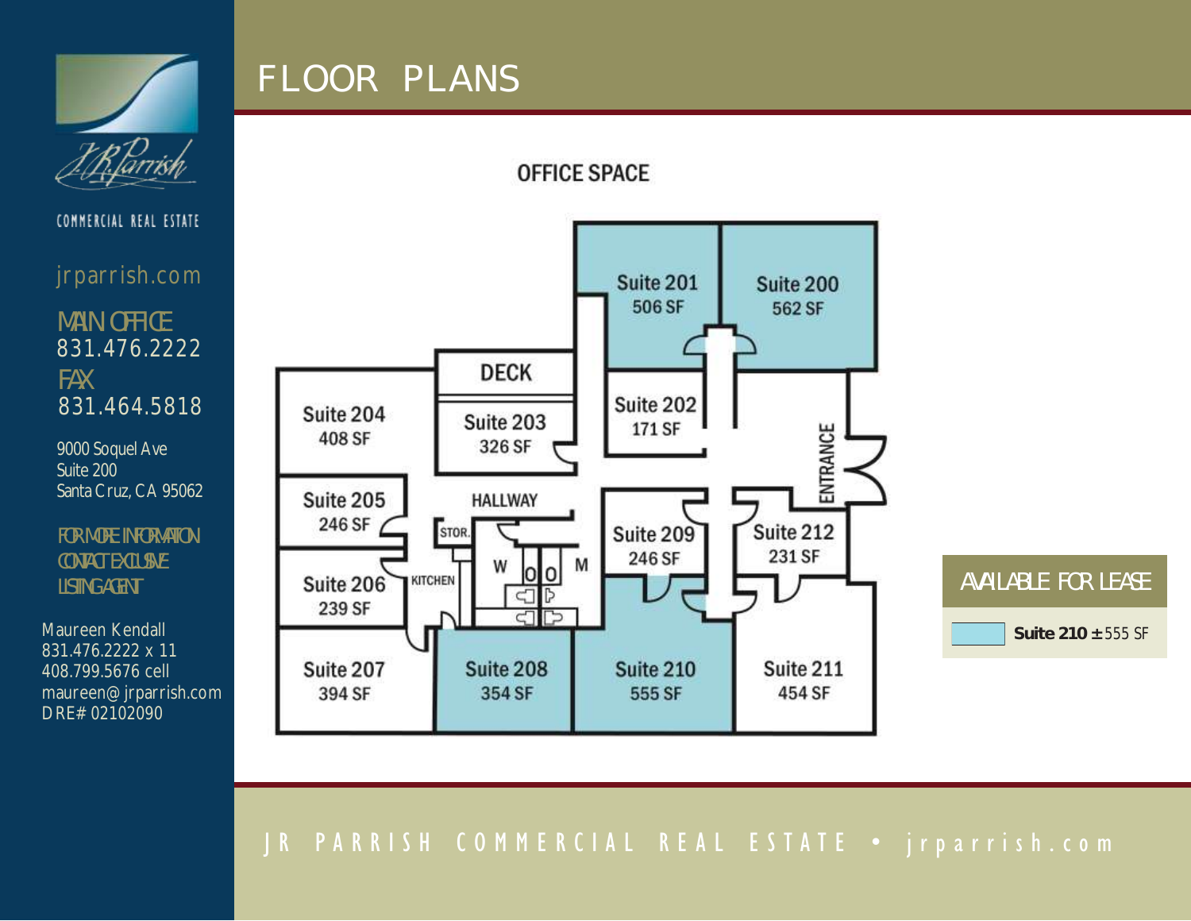COMMERCIAL REAL ESTATE

jrparrish.com

MAIN OFFICE
831.476.2222

FAX
831.464.5818

9000 Soquel Ave
Suite 200
Santa Cruz, CA 95062

FOR MORE INFORMATION
CONTACT EXCLUSIVE
LISTING AGENT

Maureen Kendall
831.476.2222 x 11
408.799.5676 cell
maureen@jrparrish.com
DRE# 02102090

# FLOOR PLANS

## OFFICE SPACE

- Suite 200 – 562 SF
- Suite 201 – 506 SF
- Suite 202 – 171 SF
- Suite 203 – 326 SF
- Suite 204 – 408 SF
- Suite 205 – 246 SF
- Suite 206 – 239 SF
- Suite 207 – 394 SF
- Suite 208 – 354 SF
- Suite 209 – 246 SF
- Suite 210 – 555 SF
- Suite 211 – 454 SF
- Suite 212 – 231 SF

DECK · HALLWAY · STOR. · KITCHEN · W · M · ENTRANCE

### AVAILABLE FOR LEASE

**Suite 210** ±555 SF

JR PARRISH COMMERCIAL REAL ESTATE • jrparrish.com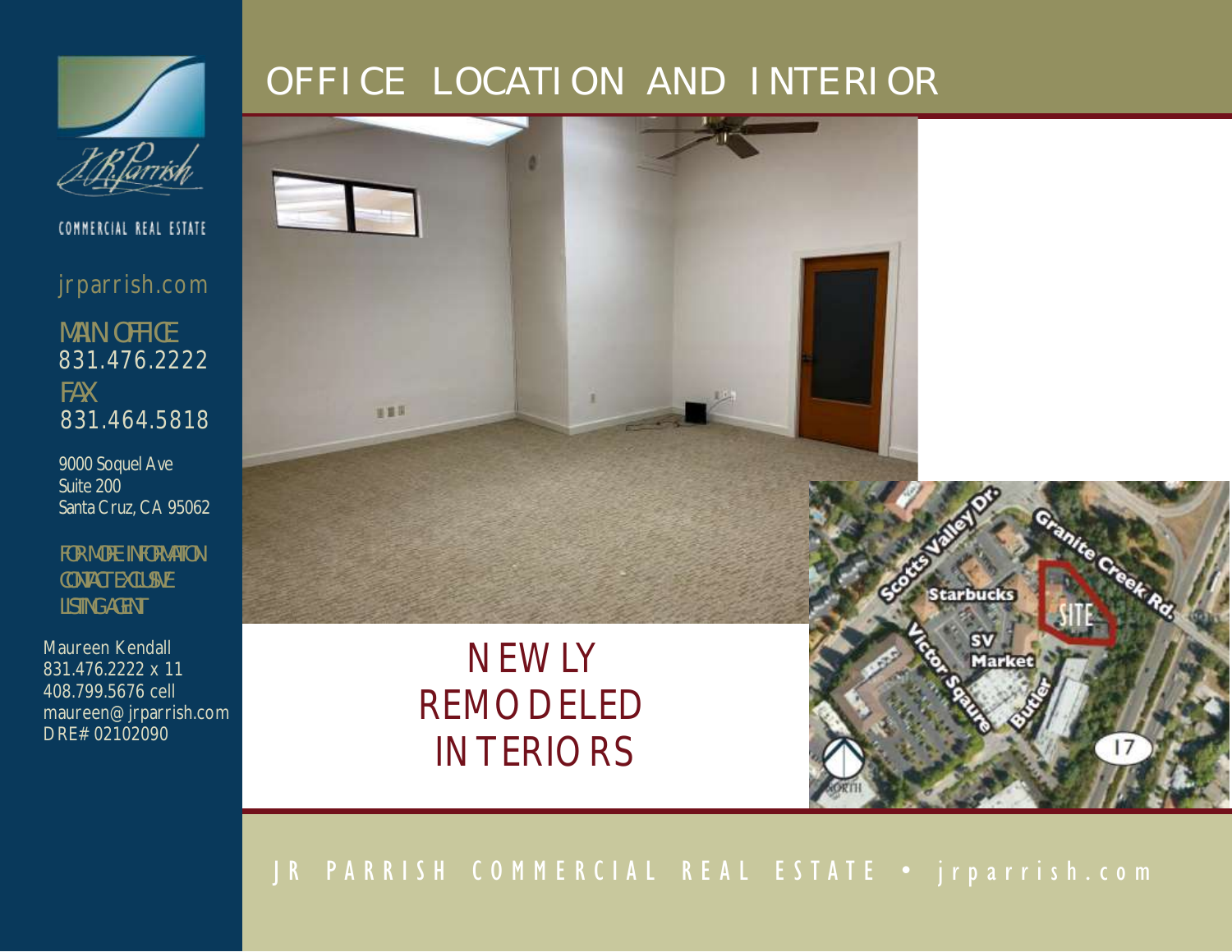# OFFICE LOCATION AND INTERIOR

COMMERCIAL REAL ESTATE

jrparrish.com

MAIN OFFICE
831.476.2222
FAX
831.464.5818

9000 Soquel Ave
Suite 200
Santa Cruz, CA 95062

FOR MORE INFORMATION CONTACT EXCLUSIVE LISTING AGENT

Maureen Kendall
831.476.2222 x 11
408.799.5676 cell
maureen@jrparrish.com
DRE# 02102090

## NEWLY REMODELED INTERIORS

Scotts Valley Dr.
Granite Creek Rd.
Starbucks
SITE
SV Market
Victor Sqaure
Butler
17
NORTH

JR PARRISH COMMERCIAL REAL ESTATE • jrparrish.com